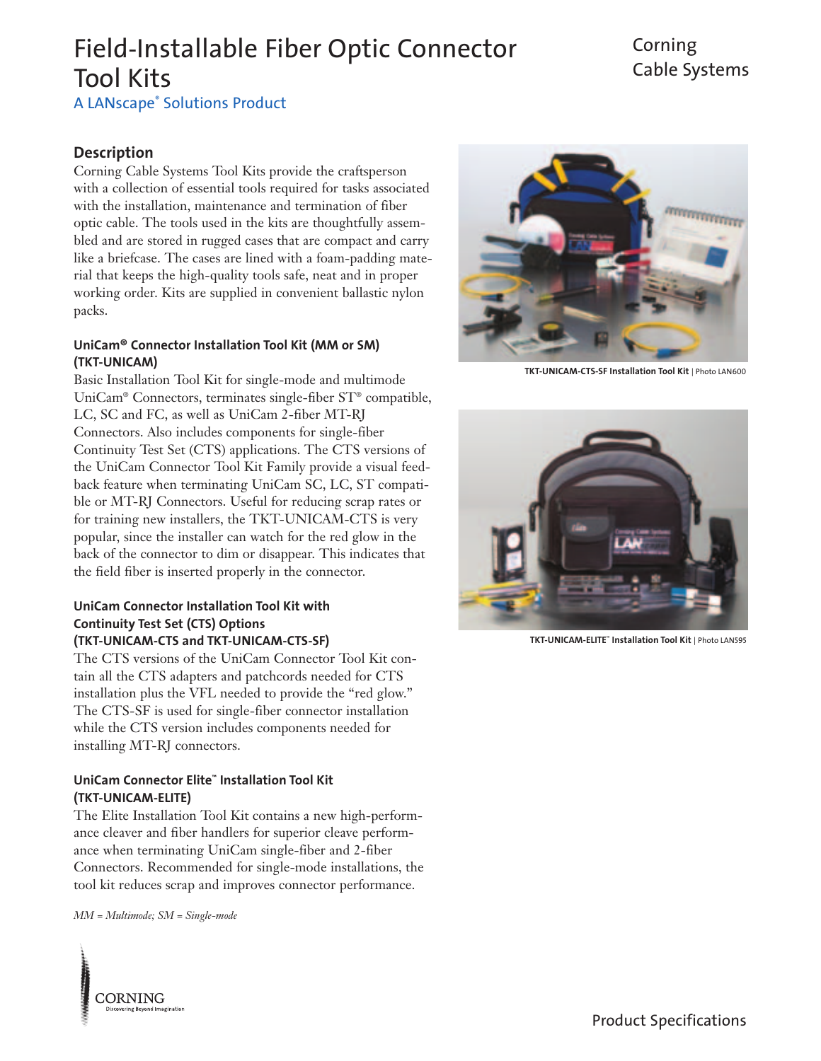# Field-Installable Fiber Optic Connector Tool Kits

A LANscape® Solutions Product

Corning Cable Systems

## Description

Corning Cable Systems Tool Kits provide the craftsperson with a collection of essential tools required for tasks associated with the installation, maintenance and termination of fiber optic cable. The tools used in the kits are thoughtfully assembled and are stored in rugged cases that are compact and carry like a briefcase. The cases are lined with a foam-padding material that keeps the high-quality tools safe, neat and in proper working order. Kits are supplied in convenient ballastic nylon packs.

### UniCam® Connector Installation Tool Kit (MM or SM) (TKT-UNICAM)

Basic Installation Tool Kit for single-mode and multimode UniCam® Connectors, terminates single-fiber ST® compatible, LC, SC and FC, as well as UniCam 2-fiber MT-RJ Connectors. Also includes components for single-fiber Continuity Test Set (CTS) applications. The CTS versions of the UniCam Connector Tool Kit Family provide a visual feedback feature when terminating UniCam SC, LC, ST compatible or MT-RJ Connectors. Useful for reducing scrap rates or for training new installers, the TKT-UNICAM-CTS is very popular, since the installer can watch for the red glow in the back of the connector to dim or disappear. This indicates that the field fiber is inserted properly in the connector.

### UniCam Connector Installation Tool Kit with Continuity Test Set (CTS) Options (TKT-UNICAM-CTS and TKT-UNICAM-CTS-SF)

The CTS versions of the UniCam Connector Tool Kit contain all the CTS adapters and patchcords needed for CTS installation plus the VFL needed to provide the "red glow." The CTS-SF is used for single-fiber connector installation while the CTS version includes components needed for installing MT-RJ connectors.

### UniCam Connector Elite™ Installation Tool Kit (TKT-UNICAM-ELITE)

The Elite Installation Tool Kit contains a new high-performance cleaver and fiber handlers for superior cleave performance when terminating UniCam single-fiber and 2-fiber Connectors. Recommended for single-mode installations, the tool kit reduces scrap and improves connector performance.

*MM = Multimode; SM = Single-mode*

**TKT-UNICAM-CTS-SF Installation Tool Kit** | Photo LAN600

**TKT-UNICAM-ELITE™ Installation Tool Kit** | Photo LAN595

CORNING
Discovering Beyond Imagination

Product Specifications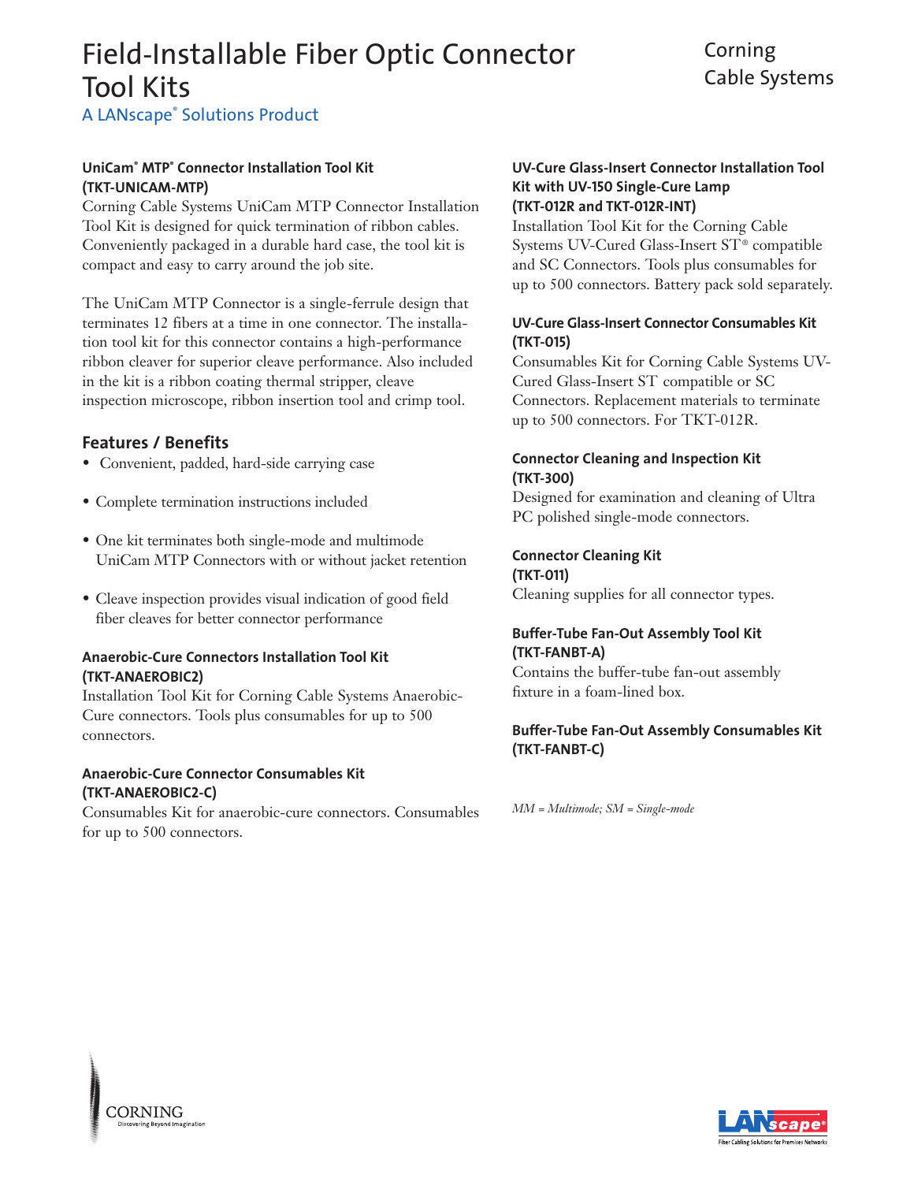# Field-Installable Fiber Optic Connector Tool Kits

Corning Cable Systems

A LANscape® Solutions Product

### UniCam® MTP® Connector Installation Tool Kit (TKT-UNICAM-MTP)

Corning Cable Systems UniCam MTP Connector Installation Tool Kit is designed for quick termination of ribbon cables. Conveniently packaged in a durable hard case, the tool kit is compact and easy to carry around the job site.

The UniCam MTP Connector is a single-ferrule design that terminates 12 fibers at a time in one connector. The installation tool kit for this connector contains a high-performance ribbon cleaver for superior cleave performance. Also included in the kit is a ribbon coating thermal stripper, cleave inspection microscope, ribbon insertion tool and crimp tool.

## Features / Benefits

- Convenient, padded, hard-side carrying case
- Complete termination instructions included
- One kit terminates both single-mode and multimode UniCam MTP Connectors with or without jacket retention
- Cleave inspection provides visual indication of good field fiber cleaves for better connector performance

### Anaerobic-Cure Connectors Installation Tool Kit (TKT-ANAEROBIC2)

Installation Tool Kit for Corning Cable Systems Anaerobic-Cure connectors. Tools plus consumables for up to 500 connectors.

### Anaerobic-Cure Connector Consumables Kit (TKT-ANAEROBIC2-C)

Consumables Kit for anaerobic-cure connectors. Consumables for up to 500 connectors.

### UV-Cure Glass-Insert Connector Installation Tool Kit with UV-150 Single-Cure Lamp (TKT-012R and TKT-012R-INT)

Installation Tool Kit for the Corning Cable Systems UV-Cured Glass-Insert ST® compatible and SC Connectors. Tools plus consumables for up to 500 connectors. Battery pack sold separately.

### UV-Cure Glass-Insert Connector Consumables Kit (TKT-015)

Consumables Kit for Corning Cable Systems UV-Cured Glass-Insert ST compatible or SC Connectors. Replacement materials to terminate up to 500 connectors. For TKT-012R.

### Connector Cleaning and Inspection Kit (TKT-300)

Designed for examination and cleaning of Ultra PC polished single-mode connectors.

### Connector Cleaning Kit (TKT-011)

Cleaning supplies for all connector types.

### Buffer-Tube Fan-Out Assembly Tool Kit (TKT-FANBT-A)

Contains the buffer-tube fan-out assembly fixture in a foam-lined box.

### Buffer-Tube Fan-Out Assembly Consumables Kit (TKT-FANBT-C)

*MM = Multimode; SM = Single-mode*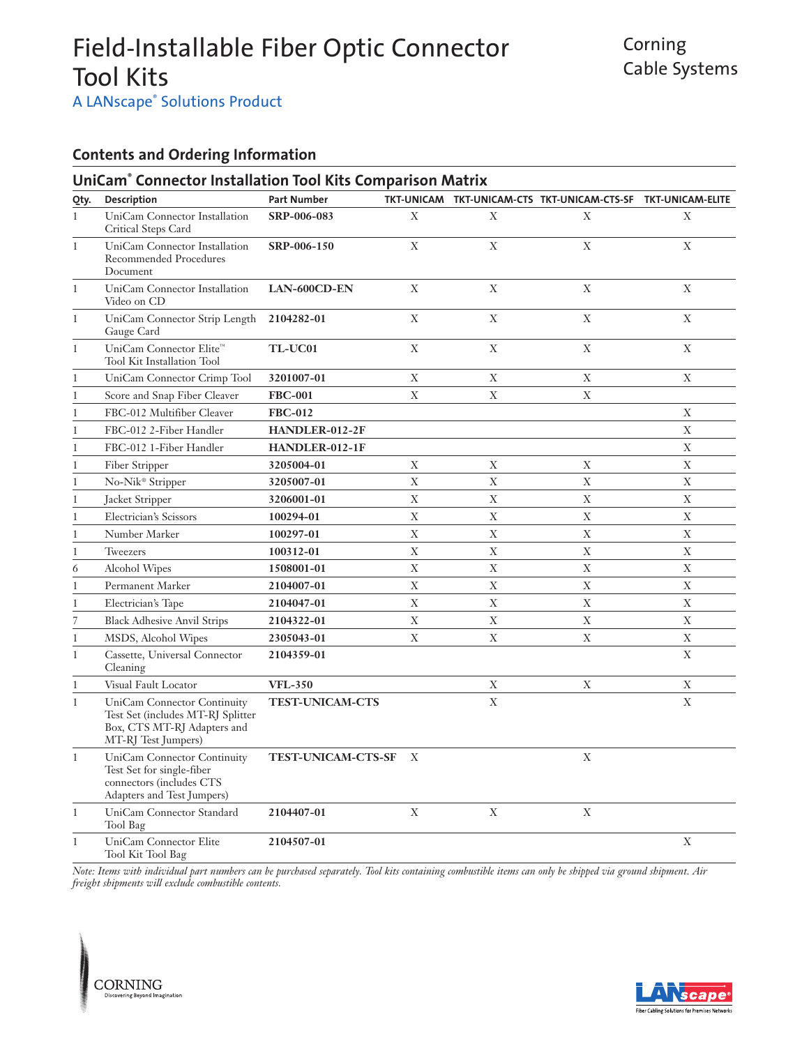# Field-Installable Fiber Optic Connector Tool Kits

A LANscape® Solutions Product

Corning Cable Systems

## Contents and Ordering Information

### UniCam® Connector Installation Tool Kits Comparison Matrix

| Qty. | Description | Part Number | TKT-UNICAM | TKT-UNICAM-CTS | TKT-UNICAM-CTS-SF | TKT-UNICAM-ELITE |
|---|---|---|---|---|---|---|
| 1 | UniCam Connector Installation Critical Steps Card | SRP-006-083 | X | X | X | X |
| 1 | UniCam Connector Installation Recommended Procedures Document | SRP-006-150 | X | X | X | X |
| 1 | UniCam Connector Installation Video on CD | LAN-600CD-EN | X | X | X | X |
| 1 | UniCam Connector Strip Length Gauge Card | 2104282-01 | X | X | X | X |
| 1 | UniCam Connector Elite™ Tool Kit Installation Tool | TL-UC01 | X | X | X | X |
| 1 | UniCam Connector Crimp Tool | 3201007-01 | X | X | X | X |
| 1 | Score and Snap Fiber Cleaver | FBC-001 | X | X | X | |
| 1 | FBC-012 Multifiber Cleaver | FBC-012 | | | | X |
| 1 | FBC-012 2-Fiber Handler | HANDLER-012-2F | | | | X |
| 1 | FBC-012 1-Fiber Handler | HANDLER-012-1F | | | | X |
| 1 | Fiber Stripper | 3205004-01 | X | X | X | X |
| 1 | No-Nik® Stripper | 3205007-01 | X | X | X | X |
| 1 | Jacket Stripper | 3206001-01 | X | X | X | X |
| 1 | Electrician's Scissors | 100294-01 | X | X | X | X |
| 1 | Number Marker | 100297-01 | X | X | X | X |
| 1 | Tweezers | 100312-01 | X | X | X | X |
| 6 | Alcohol Wipes | 1508001-01 | X | X | X | X |
| 1 | Permanent Marker | 2104007-01 | X | X | X | X |
| 1 | Electrician's Tape | 2104047-01 | X | X | X | X |
| 7 | Black Adhesive Anvil Strips | 2104322-01 | X | X | X | X |
| 1 | MSDS, Alcohol Wipes | 2305043-01 | X | X | X | X |
| 1 | Cassette, Universal Connector Cleaning | 2104359-01 | | | | X |
| 1 | Visual Fault Locator | VFL-350 | | X | X | X |
| 1 | UniCam Connector Continuity Test Set (includes MT-RJ Splitter Box, CTS MT-RJ Adapters and MT-RJ Test Jumpers) | TEST-UNICAM-CTS | | X | | X |
| 1 | UniCam Connector Continuity Test Set for single-fiber connectors (includes CTS Adapters and Test Jumpers) | TEST-UNICAM-CTS-SF | X | | X | |
| 1 | UniCam Connector Standard Tool Bag | 2104407-01 | X | X | X | |
| 1 | UniCam Connector Elite Tool Kit Tool Bag | 2104507-01 | | | | X |

*Note: Items with individual part numbers can be purchased separately. Tool kits containing combustible items can only be shipped via ground shipment. Air freight shipments will exclude combustible contents.*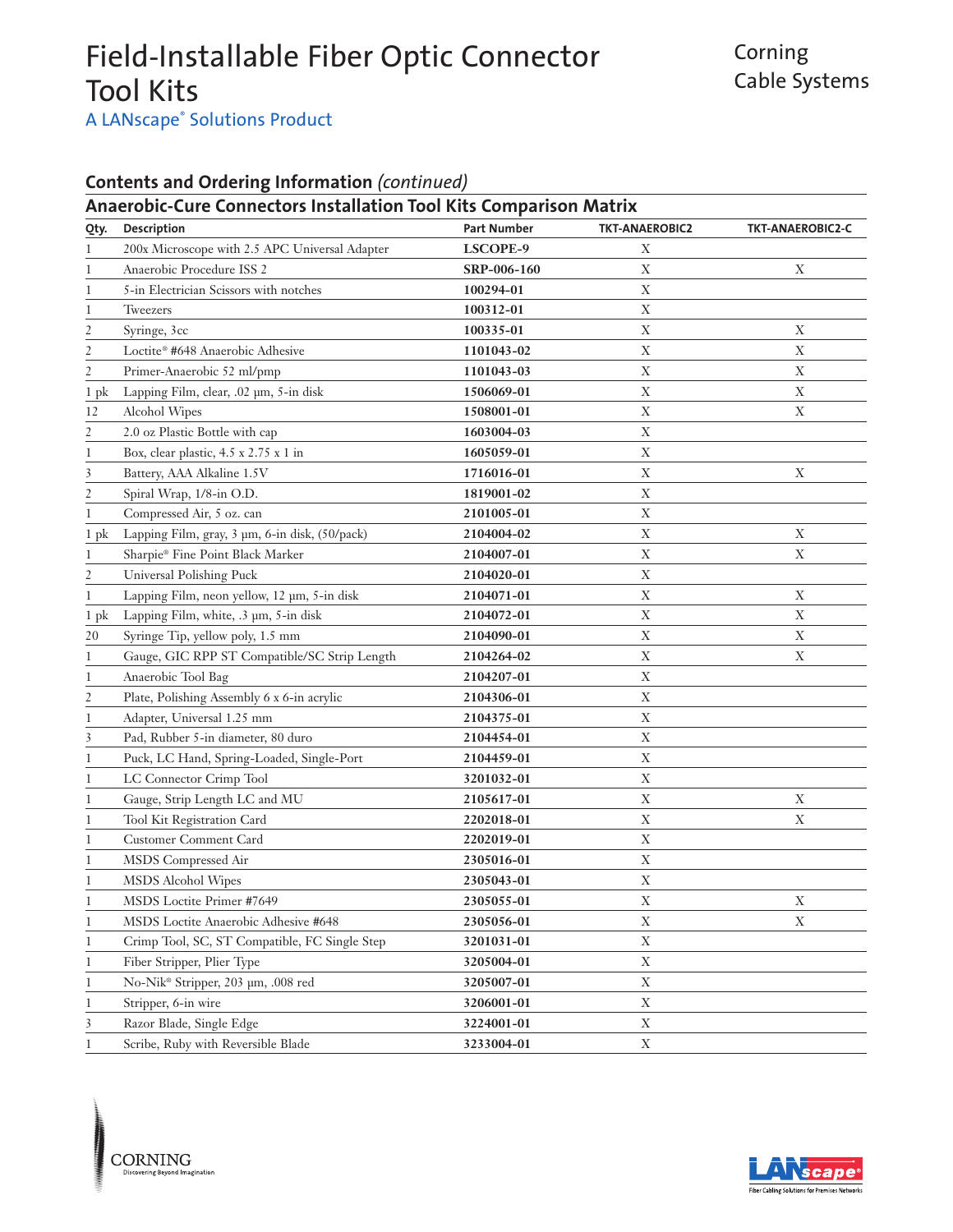# Field-Installable Fiber Optic Connector Tool Kits

A LANscape® Solutions Product

Corning Cable Systems

## Contents and Ordering Information *(continued)*

### Anaerobic-Cure Connectors Installation Tool Kits Comparison Matrix

| Qty. | Description | Part Number | TKT-ANAEROBIC2 | TKT-ANAEROBIC2-C |
|---|---|---|---|---|
| 1 | 200x Microscope with 2.5 APC Universal Adapter | **LSCOPE-9** | X | |
| 1 | Anaerobic Procedure ISS 2 | **SRP-006-160** | X | X |
| 1 | 5-in Electrician Scissors with notches | **100294-01** | X | |
| 1 | Tweezers | **100312-01** | X | |
| 2 | Syringe, 3cc | **100335-01** | X | X |
| 2 | Loctite® #648 Anaerobic Adhesive | **1101043-02** | X | X |
| 2 | Primer-Anaerobic 52 ml/pmp | **1101043-03** | X | X |
| 1 pk | Lapping Film, clear, .02 µm, 5-in disk | **1506069-01** | X | X |
| 12 | Alcohol Wipes | **1508001-01** | X | X |
| 2 | 2.0 oz Plastic Bottle with cap | **1603004-03** | X | |
| 1 | Box, clear plastic, 4.5 x 2.75 x 1 in | **1605059-01** | X | |
| 3 | Battery, AAA Alkaline 1.5V | **1716016-01** | X | X |
| 2 | Spiral Wrap, 1/8-in O.D. | **1819001-02** | X | |
| 1 | Compressed Air, 5 oz. can | **2101005-01** | X | |
| 1 pk | Lapping Film, gray, 3 µm, 6-in disk, (50/pack) | **2104004-02** | X | X |
| 1 | Sharpie® Fine Point Black Marker | **2104007-01** | X | X |
| 2 | Universal Polishing Puck | **2104020-01** | X | |
| 1 | Lapping Film, neon yellow, 12 µm, 5-in disk | **2104071-01** | X | X |
| 1 pk | Lapping Film, white, .3 µm, 5-in disk | **2104072-01** | X | X |
| 20 | Syringe Tip, yellow poly, 1.5 mm | **2104090-01** | X | X |
| 1 | Gauge, GIC RPP ST Compatible/SC Strip Length | **2104264-02** | X | X |
| 1 | Anaerobic Tool Bag | **2104207-01** | X | |
| 2 | Plate, Polishing Assembly 6 x 6-in acrylic | **2104306-01** | X | |
| 1 | Adapter, Universal 1.25 mm | **2104375-01** | X | |
| 3 | Pad, Rubber 5-in diameter, 80 duro | **2104454-01** | X | |
| 1 | Puck, LC Hand, Spring-Loaded, Single-Port | **2104459-01** | X | |
| 1 | LC Connector Crimp Tool | **3201032-01** | X | |
| 1 | Gauge, Strip Length LC and MU | **2105617-01** | X | X |
| 1 | Tool Kit Registration Card | **2202018-01** | X | X |
| 1 | Customer Comment Card | **2202019-01** | X | |
| 1 | MSDS Compressed Air | **2305016-01** | X | |
| 1 | MSDS Alcohol Wipes | **2305043-01** | X | |
| 1 | MSDS Loctite Primer #7649 | **2305055-01** | X | X |
| 1 | MSDS Loctite Anaerobic Adhesive #648 | **2305056-01** | X | X |
| 1 | Crimp Tool, SC, ST Compatible, FC Single Step | **3201031-01** | X | |
| 1 | Fiber Stripper, Plier Type | **3205004-01** | X | |
| 1 | No-Nik® Stripper, 203 µm, .008 red | **3205007-01** | X | |
| 1 | Stripper, 6-in wire | **3206001-01** | X | |
| 3 | Razor Blade, Single Edge | **3224001-01** | X | |
| 1 | Scribe, Ruby with Reversible Blade | **3233004-01** | X | |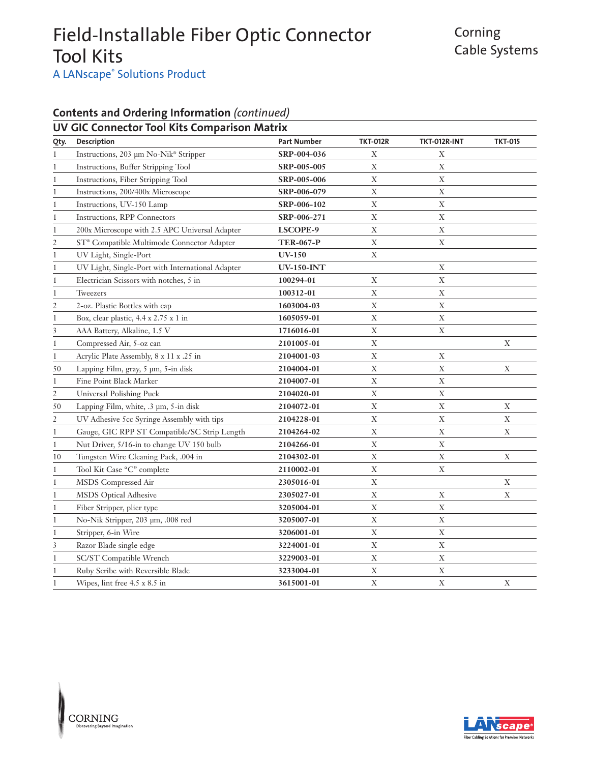# Field-Installable Fiber Optic Connector Tool Kits

A LANscape® Solutions Product

Corning Cable Systems

## Contents and Ordering Information *(continued)*

### UV GIC Connector Tool Kits Comparison Matrix

| Qty. | Description | Part Number | TKT-012R | TKT-012R-INT | TKT-015 |
|---|---|---|---|---|---|
| 1 | Instructions, 203 µm No-Nik® Stripper | **SRP-004-036** | X | X | |
| 1 | Instructions, Buffer Stripping Tool | **SRP-005-005** | X | X | |
| 1 | Instructions, Fiber Stripping Tool | **SRP-005-006** | X | X | |
| 1 | Instructions, 200/400x Microscope | **SRP-006-079** | X | X | |
| 1 | Instructions, UV-150 Lamp | **SRP-006-102** | X | X | |
| 1 | Instructions, RPP Connectors | **SRP-006-271** | X | X | |
| 1 | 200x Microscope with 2.5 APC Universal Adapter | **LSCOPE-9** | X | X | |
| 2 | ST® Compatible Multimode Connector Adapter | **TER-067-P** | X | X | |
| 1 | UV Light, Single-Port | **UV-150** | X | | |
| 1 | UV Light, Single-Port with International Adapter | **UV-150-INT** | | X | |
| 1 | Electrician Scissors with notches, 5 in | **100294-01** | X | X | |
| 1 | Tweezers | **100312-01** | X | X | |
| 2 | 2-oz. Plastic Bottles with cap | **1603004-03** | X | X | |
| 1 | Box, clear plastic, 4.4 x 2.75 x 1 in | **1605059-01** | X | X | |
| 3 | AAA Battery, Alkaline, 1.5 V | **1716016-01** | X | X | |
| 1 | Compressed Air, 5-oz can | **2101005-01** | X | | X |
| 1 | Acrylic Plate Assembly, 8 x 11 x .25 in | **2104001-03** | X | X | |
| 50 | Lapping Film, gray, 5 µm, 5-in disk | **2104004-01** | X | X | X |
| 1 | Fine Point Black Marker | **2104007-01** | X | X | |
| 2 | Universal Polishing Puck | **2104020-01** | X | X | |
| 50 | Lapping Film, white, .3 µm, 5-in disk | **2104072-01** | X | X | X |
| 2 | UV Adhesive 5cc Syringe Assembly with tips | **2104228-01** | X | X | X |
| 1 | Gauge, GIC RPP ST Compatible/SC Strip Length | **2104264-02** | X | X | X |
| 1 | Nut Driver, 5/16-in to change UV 150 bulb | **2104266-01** | X | X | |
| 10 | Tungsten Wire Cleaning Pack, .004 in | **2104302-01** | X | X | X |
| 1 | Tool Kit Case "C" complete | **2110002-01** | X | X | |
| 1 | MSDS Compressed Air | **2305016-01** | X | | X |
| 1 | MSDS Optical Adhesive | **2305027-01** | X | X | X |
| 1 | Fiber Stripper, plier type | **3205004-01** | X | X | |
| 1 | No-Nik Stripper, 203 µm, .008 red | **3205007-01** | X | X | |
| 1 | Stripper, 6-in Wire | **3206001-01** | X | X | |
| 3 | Razor Blade single edge | **3224001-01** | X | X | |
| 1 | SC/ST Compatible Wrench | **3229003-01** | X | X | |
| 1 | Ruby Scribe with Reversible Blade | **3233004-01** | X | X | |
| 1 | Wipes, lint free 4.5 x 8.5 in | **3615001-01** | X | X | X |

CORNING
Discovering Beyond Imagination

LANscape® Fiber Cabling Solutions for Premises Networks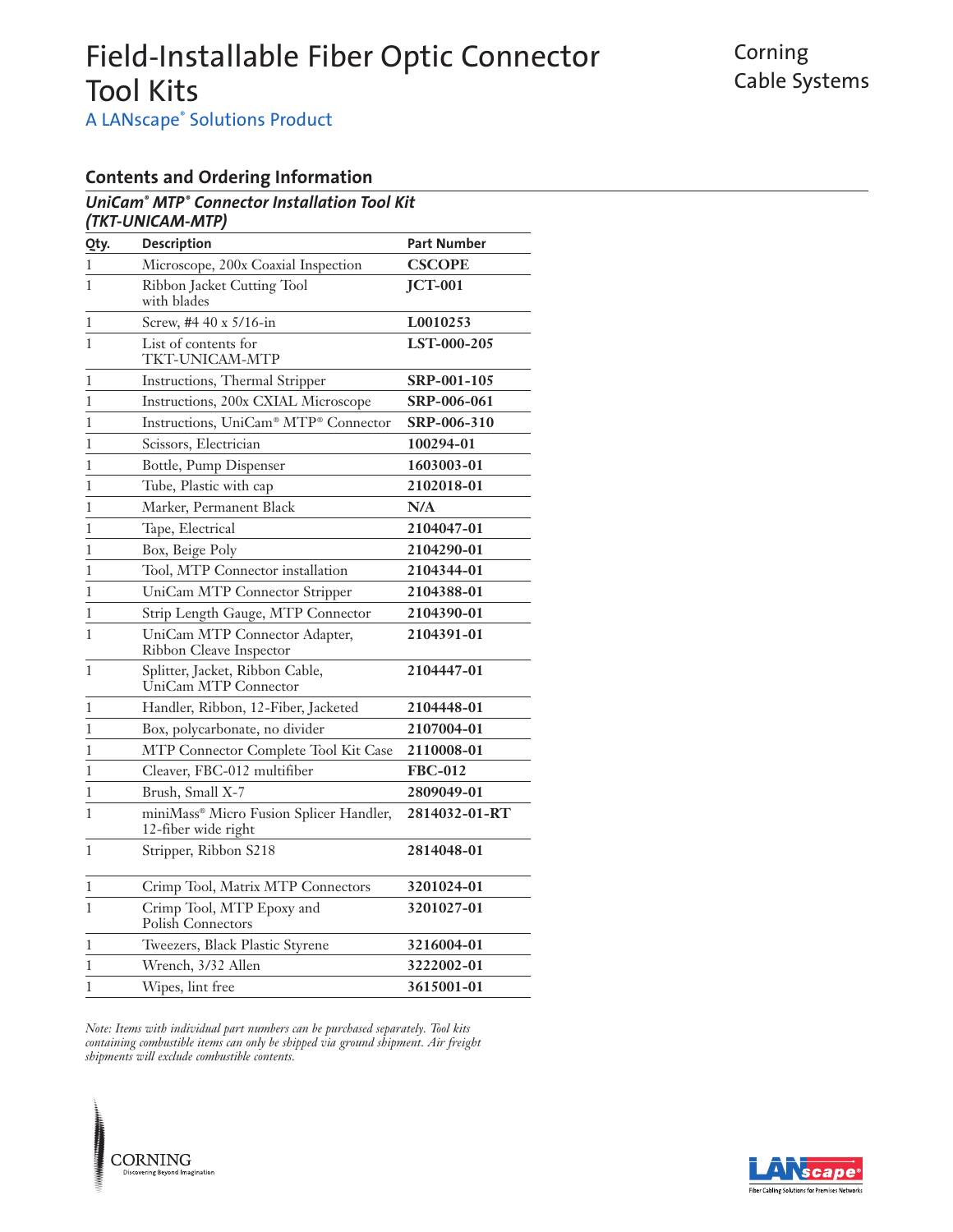# Field-Installable Fiber Optic Connector Tool Kits

A LANscape® Solutions Product

Corning Cable Systems

## Contents and Ordering Information

### *UniCam® MTP® Connector Installation Tool Kit (TKT-UNICAM-MTP)*

| Qty. | Description | Part Number |
|---|---|---|
| 1 | Microscope, 200x Coaxial Inspection | **CSCOPE** |
| 1 | Ribbon Jacket Cutting Tool with blades | **JCT-001** |
| 1 | Screw, #4 40 x 5/16-in | **L0010253** |
| 1 | List of contents for TKT-UNICAM-MTP | **LST-000-205** |
| 1 | Instructions, Thermal Stripper | **SRP-001-105** |
| 1 | Instructions, 200x CXIAL Microscope | **SRP-006-061** |
| 1 | Instructions, UniCam® MTP® Connector | **SRP-006-310** |
| 1 | Scissors, Electrician | **100294-01** |
| 1 | Bottle, Pump Dispenser | **1603003-01** |
| 1 | Tube, Plastic with cap | **2102018-01** |
| 1 | Marker, Permanent Black | **N/A** |
| 1 | Tape, Electrical | **2104047-01** |
| 1 | Box, Beige Poly | **2104290-01** |
| 1 | Tool, MTP Connector installation | **2104344-01** |
| 1 | UniCam MTP Connector Stripper | **2104388-01** |
| 1 | Strip Length Gauge, MTP Connector | **2104390-01** |
| 1 | UniCam MTP Connector Adapter, Ribbon Cleave Inspector | **2104391-01** |
| 1 | Splitter, Jacket, Ribbon Cable, UniCam MTP Connector | **2104447-01** |
| 1 | Handler, Ribbon, 12-Fiber, Jacketed | **2104448-01** |
| 1 | Box, polycarbonate, no divider | **2107004-01** |
| 1 | MTP Connector Complete Tool Kit Case | **2110008-01** |
| 1 | Cleaver, FBC-012 multifiber | **FBC-012** |
| 1 | Brush, Small X-7 | **2809049-01** |
| 1 | miniMass® Micro Fusion Splicer Handler, 12-fiber wide right | **2814032-01-RT** |
| 1 | Stripper, Ribbon S218 | **2814048-01** |
| 1 | Crimp Tool, Matrix MTP Connectors | **3201024-01** |
| 1 | Crimp Tool, MTP Epoxy and Polish Connectors | **3201027-01** |
| 1 | Tweezers, Black Plastic Styrene | **3216004-01** |
| 1 | Wrench, 3/32 Allen | **3222002-01** |
| 1 | Wipes, lint free | **3615001-01** |

*Note: Items with individual part numbers can be purchased separately. Tool kits containing combustible items can only be shipped via ground shipment. Air freight shipments will exclude combustible contents.*

CORNING
Discovering Beyond Imagination

LANscape®
Fiber Cabling Solutions for Premises Networks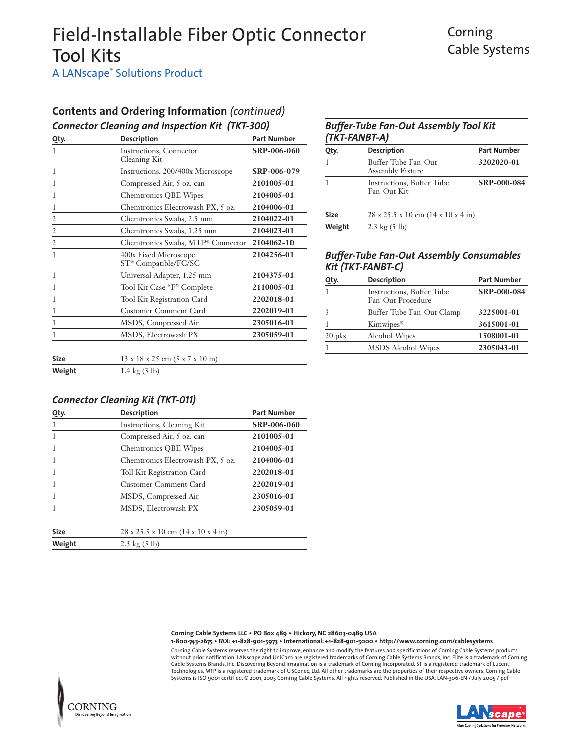# Field-Installable Fiber Optic Connector Tool Kits

A LANscape® Solutions Product

Corning Cable Systems

## Contents and Ordering Information *(continued)*

### *Connector Cleaning and Inspection Kit (TKT-300)*

| Qty. | Description | Part Number |
|---|---|---|
| 1 | Instructions, Connector Cleaning Kit | **SRP-006-060** |
| 1 | Instructions, 200/400x Microscope | **SRP-006-079** |
| 1 | Compressed Air, 5 oz. can | **2101005-01** |
| 1 | Chemtronics QBE Wipes | **2104005-01** |
| 1 | Chemtronics Electrowash PX, 5 oz. | **2104006-01** |
| 2 | Chemtronics Swabs, 2.5 mm | **2104022-01** |
| 2 | Chemtronics Swabs, 1.25 mm | **2104023-01** |
| 2 | Chemtronics Swabs, MTP® Connector | **2104062-10** |
| 1 | 400x Fixed Microscope ST® Compatible/FC/SC | **2104256-01** |
| 1 | Universal Adapter, 1.25 mm | **2104375-01** |
| 1 | Tool Kit Case "F" Complete | **2110005-01** |
| 1 | Tool Kit Registration Card | **2202018-01** |
| 1 | Customer Comment Card | **2202019-01** |
| 1 | MSDS, Compressed Air | **2305016-01** |
| 1 | MSDS, Electrowash PX | **2305059-01** |

| | |
|---|---|
| **Size** | 13 x 18 x 25 cm (5 x 7 x 10 in) |
| **Weight** | 1.4 kg (3 lb) |

### *Connector Cleaning Kit (TKT-011)*

| Qty. | Description | Part Number |
|---|---|---|
| 1 | Instructions, Cleaning Kit | **SRP-006-060** |
| 1 | Compressed Air, 5 oz. can | **2101005-01** |
| 1 | Chemtronics QBE Wipes | **2104005-01** |
| 1 | Chemtronics Electrowash PX, 5 oz. | **2104006-01** |
| 1 | Toll Kit Registration Card | **2202018-01** |
| 1 | Customer Comment Card | **2202019-01** |
| 1 | MSDS, Compressed Air | **2305016-01** |
| 1 | MSDS, Electrowash PX | **2305059-01** |

| | |
|---|---|
| **Size** | 28 x 25.5 x 10 cm (14 x 10 x 4 in) |
| **Weight** | 2.3 kg (5 lb) |

### *Buffer-Tube Fan-Out Assembly Tool Kit (TKT-FANBT-A)*

| Qty. | Description | Part Number |
|---|---|---|
| 1 | Buffer Tube Fan-Out Assembly Fixture | **3202020-01** |
| 1 | Instructions, Buffer Tube Fan-Out Kit | **SRP-000-084** |

| | |
|---|---|
| **Size** | 28 x 25.5 x 10 cm (14 x 10 x 4 in) |
| **Weight** | 2.3 kg (5 lb) |

### *Buffer-Tube Fan-Out Assembly Consumables Kit (TKT-FANBT-C)*

| Qty. | Description | Part Number |
|---|---|---|
| 1 | Instructions, Buffer Tube Fan-Out Procedure | **SRP-000-084** |
| 3 | Buffer Tube Fan-Out Clamp | **3225001-01** |
| 1 | Kimwipes® | **3615001-01** |
| 20 pks | Alcohol Wipes | **1508001-01** |
| 1 | MSDS Alcohol Wipes | **2305043-01** |

**Corning Cable Systems LLC • PO Box 489 • Hickory, NC 28603-0489 USA**
**1-800-743-2675 • FAX: +1-828-901-5973 • International: +1-828-901-5000 • http://www.corning.com/cablesystems**

Corning Cable Systems reserves the right to improve, enhance and modify the features and specifications of Corning Cable Systems products without prior notification. LANscape and UniCam are registered trademarks of Corning Cable Systems Brands, Inc. Elite is a trademark of Corning Cable Systems Brands, Inc. Discovering Beyond Imagination is a trademark of Corning Incorporated. ST is a registered trademark of Lucent Technologies. MTP is a registered trademark of USConec, Ltd. All other trademarks are the properties of their respective owners. Corning Cable Systems is ISO 9001 certified. © 2001, 2005 Corning Cable Systems. All rights reserved. Published in the USA. LAN-306-EN / July 2005 / pdf

CORNING
Discovering Beyond Imagination

LANscape®
Fiber Cabling Solutions for Premises Networks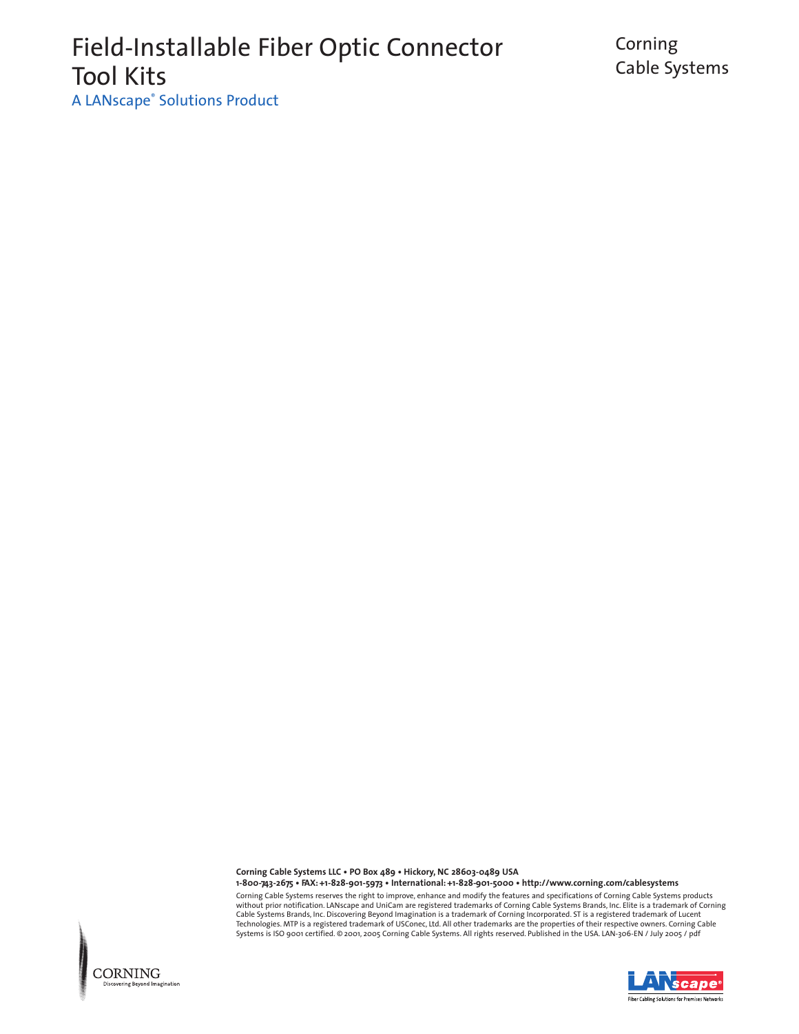# Field-Installable Fiber Optic Connector Tool Kits

A LANscape® Solutions Product

Corning
Cable Systems

**Corning Cable Systems LLC • PO Box 489 • Hickory, NC 28603-0489 USA**
**1-800-743-2675 • FAX: +1-828-901-5973 • International: +1-828-901-5000 • http://www.corning.com/cablesystems**

Corning Cable Systems reserves the right to improve, enhance and modify the features and specifications of Corning Cable Systems products without prior notification. LANscape and UniCam are registered trademarks of Corning Cable Systems Brands, Inc. Elite is a trademark of Corning Cable Systems Brands, Inc. Discovering Beyond Imagination is a trademark of Corning Incorporated. ST is a registered trademark of Lucent Technologies. MTP is a registered trademark of USConec, Ltd. All other trademarks are the properties of their respective owners. Corning Cable Systems is ISO 9001 certified. © 2001, 2005 Corning Cable Systems. All rights reserved. Published in the USA. LAN-306-EN / July 2005 / pdf

CORNING
Discovering Beyond Imagination

LANscape®
Fiber Cabling Solutions for Premises Networks